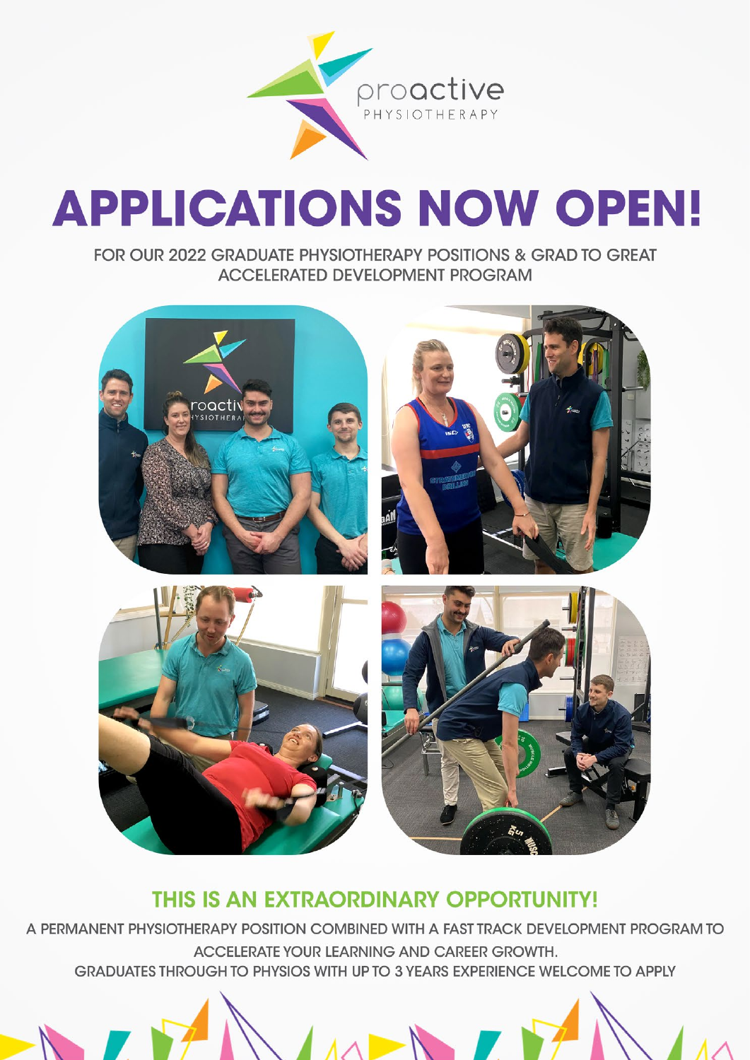proactive
PHYSIOTHERAPY

# APPLICATIONS NOW OPEN!

FOR OUR 2022 GRADUATE PHYSIOTHERAPY POSITIONS & GRAD TO GREAT ACCELERATED DEVELOPMENT PROGRAM

## THIS IS AN EXTRAORDINARY OPPORTUNITY!

A PERMANENT PHYSIOTHERAPY POSITION COMBINED WITH A FAST TRACK DEVELOPMENT PROGRAM TO ACCELERATE YOUR LEARNING AND CAREER GROWTH.
GRADUATES THROUGH TO PHYSIOS WITH UP TO 3 YEARS EXPERIENCE WELCOME TO APPLY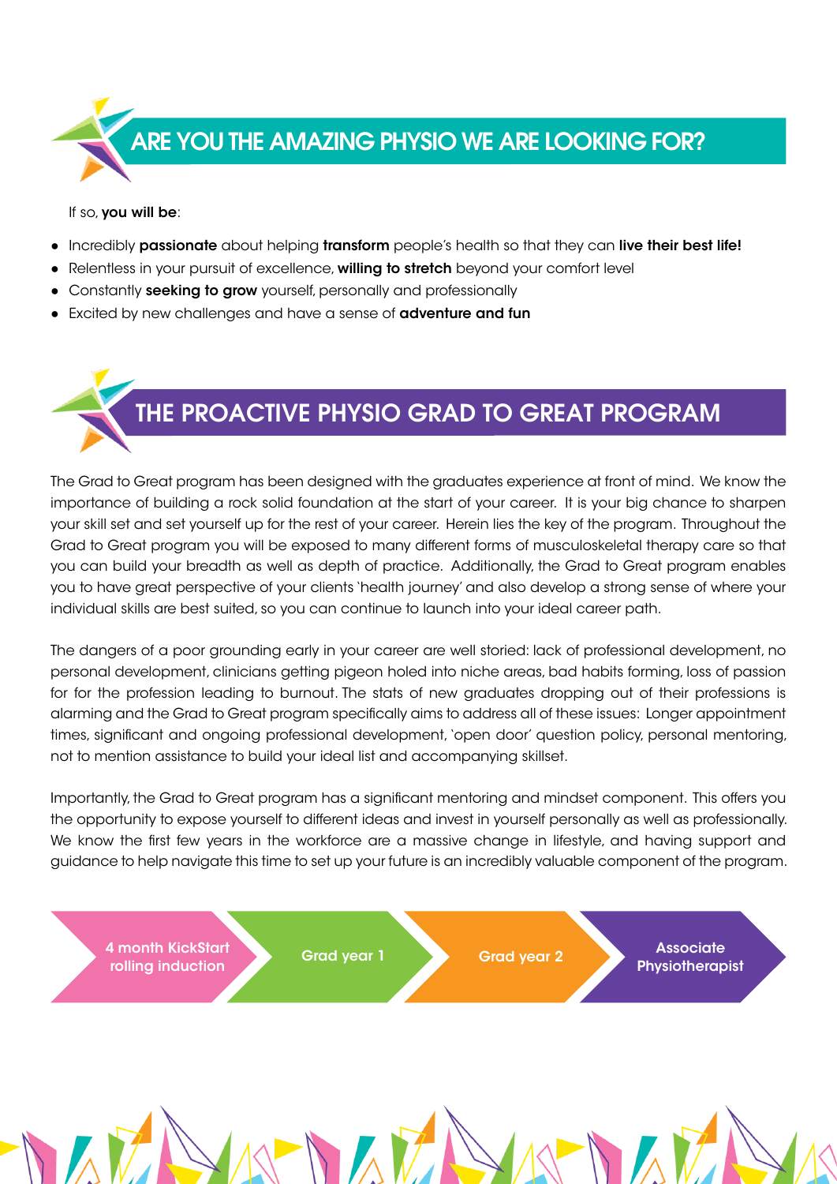## ARE YOU THE AMAZING PHYSIO WE ARE LOOKING FOR?

If so, **you will be**:

- Incredibly **passionate** about helping **transform** people's health so that they can **live their best life!**
- Relentless in your pursuit of excellence, **willing to stretch** beyond your comfort level
- Constantly **seeking to grow** yourself, personally and professionally
- Excited by new challenges and have a sense of **adventure and fun**

## THE PROACTIVE PHYSIO GRAD TO GREAT PROGRAM

The Grad to Great program has been designed with the graduates experience at front of mind. We know the importance of building a rock solid foundation at the start of your career. It is your big chance to sharpen your skill set and set yourself up for the rest of your career. Herein lies the key of the program. Throughout the Grad to Great program you will be exposed to many different forms of musculoskeletal therapy care so that you can build your breadth as well as depth of practice. Additionally, the Grad to Great program enables you to have great perspective of your clients 'health journey' and also develop a strong sense of where your individual skills are best suited, so you can continue to launch into your ideal career path.

The dangers of a poor grounding early in your career are well storied: lack of professional development, no personal development, clinicians getting pigeon holed into niche areas, bad habits forming, loss of passion for for the profession leading to burnout. The stats of new graduates dropping out of their professions is alarming and the Grad to Great program specifically aims to address all of these issues: Longer appointment times, significant and ongoing professional development, 'open door' question policy, personal mentoring, not to mention assistance to build your ideal list and accompanying skillset.

Importantly, the Grad to Great program has a significant mentoring and mindset component. This offers you the opportunity to expose yourself to different ideas and invest in yourself personally as well as professionally. We know the first few years in the workforce are a massive change in lifestyle, and having support and guidance to help navigate this time to set up your future is an incredibly valuable component of the program.

**4 month KickStart rolling induction** → **Grad year 1** → **Grad year 2** → **Associate Physiotherapist**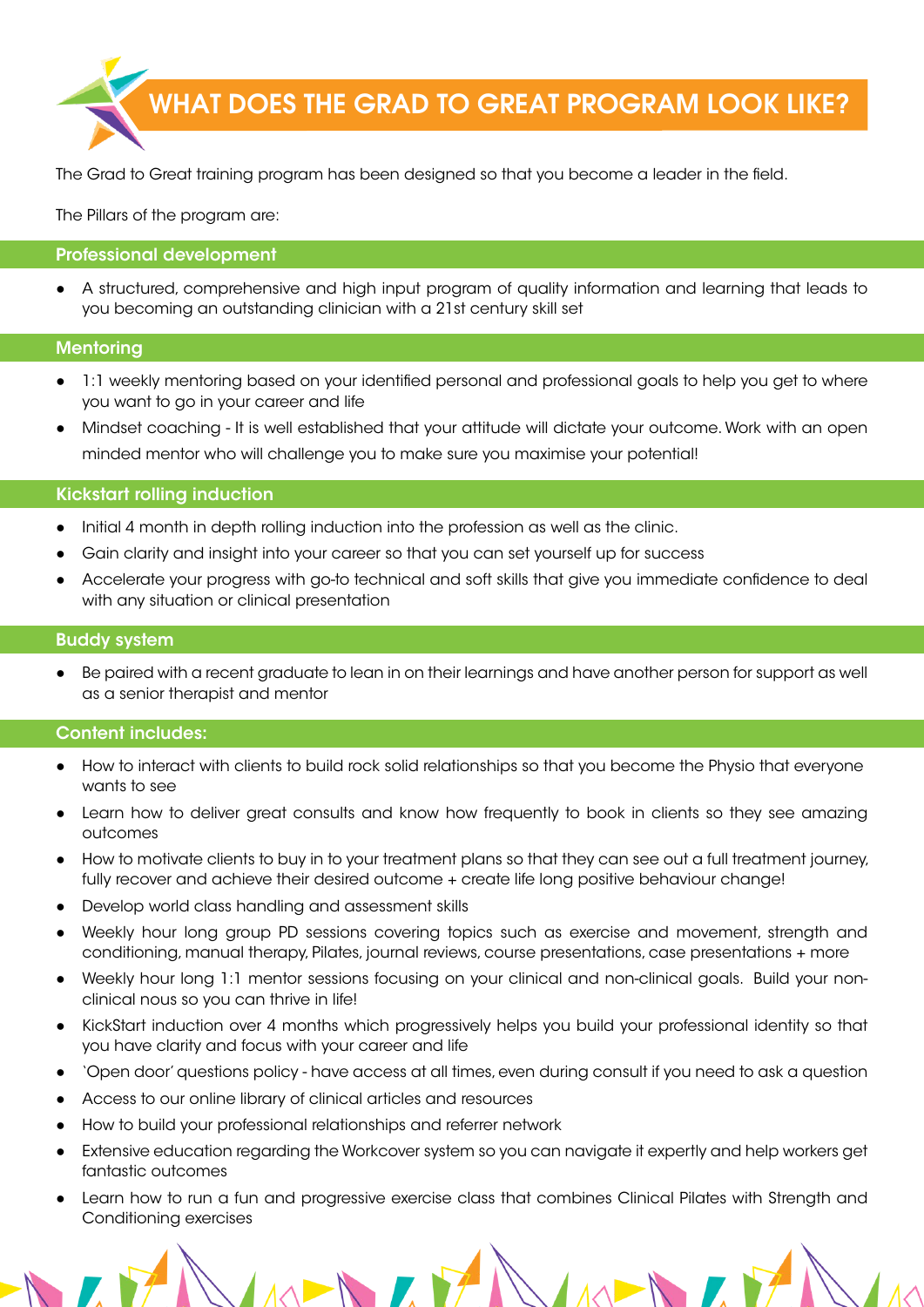# WHAT DOES THE GRAD TO GREAT PROGRAM LOOK LIKE?

The Grad to Great training program has been designed so that you become a leader in the field.

The Pillars of the program are:

## Professional development

- A structured, comprehensive and high input program of quality information and learning that leads to you becoming an outstanding clinician with a 21st century skill set

## Mentoring

- 1:1 weekly mentoring based on your identified personal and professional goals to help you get to where you want to go in your career and life
- Mindset coaching - It is well established that your attitude will dictate your outcome. Work with an open minded mentor who will challenge you to make sure you maximise your potential!

## Kickstart rolling induction

- Initial 4 month in depth rolling induction into the profession as well as the clinic.
- Gain clarity and insight into your career so that you can set yourself up for success
- Accelerate your progress with go-to technical and soft skills that give you immediate confidence to deal with any situation or clinical presentation

## Buddy system

- Be paired with a recent graduate to lean in on their learnings and have another person for support as well as a senior therapist and mentor

## Content includes:

- How to interact with clients to build rock solid relationships so that you become the Physio that everyone wants to see
- Learn how to deliver great consults and know how frequently to book in clients so they see amazing outcomes
- How to motivate clients to buy in to your treatment plans so that they can see out a full treatment journey, fully recover and achieve their desired outcome + create life long positive behaviour change!
- Develop world class handling and assessment skills
- Weekly hour long group PD sessions covering topics such as exercise and movement, strength and conditioning, manual therapy, Pilates, journal reviews, course presentations, case presentations + more
- Weekly hour long 1:1 mentor sessions focusing on your clinical and non-clinical goals. Build your non-clinical nous so you can thrive in life!
- KickStart induction over 4 months which progressively helps you build your professional identity so that you have clarity and focus with your career and life
- 'Open door' questions policy - have access at all times, even during consult if you need to ask a question
- Access to our online library of clinical articles and resources
- How to build your professional relationships and referrer network
- Extensive education regarding the Workcover system so you can navigate it expertly and help workers get fantastic outcomes
- Learn how to run a fun and progressive exercise class that combines Clinical Pilates with Strength and Conditioning exercises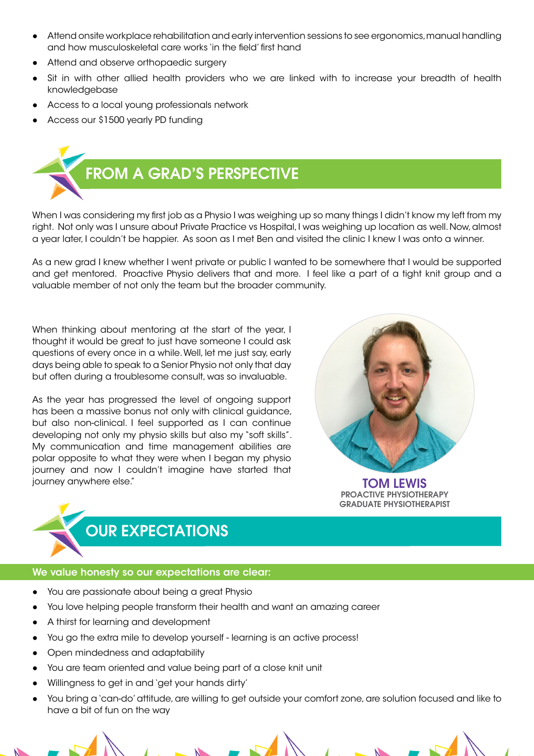- Attend onsite workplace rehabilitation and early intervention sessions to see ergonomics, manual handling and how musculoskeletal care works 'in the field' first hand
- Attend and observe orthopaedic surgery
- Sit in with other allied health providers who we are linked with to increase your breadth of health knowledgebase
- Access to a local young professionals network
- Access our $1500 yearly PD funding

## FROM A GRAD'S PERSPECTIVE

When I was considering my first job as a Physio I was weighing up so many things I didn't know my left from my right. Not only was I unsure about Private Practice vs Hospital, I was weighing up location as well. Now, almost a year later, I couldn't be happier. As soon as I met Ben and visited the clinic I knew I was onto a winner.

As a new grad I knew whether I went private or public I wanted to be somewhere that I would be supported and get mentored. Proactive Physio delivers that and more. I feel like a part of a tight knit group and a valuable member of not only the team but the broader community.

When thinking about mentoring at the start of the year, I thought it would be great to just have someone I could ask questions of every once in a while. Well, let me just say, early days being able to speak to a Senior Physio not only that day but often during a troublesome consult, was so invaluable.

As the year has progressed the level of ongoing support has been a massive bonus not only with clinical guidance, but also non-clinical. I feel supported as I can continue developing not only my physio skills but also my "soft skills". My communication and time management abilities are polar opposite to what they were when I began my physio journey and now I couldn't imagine have started that journey anywhere else."

**TOM LEWIS**
PROACTIVE PHYSIOTHERAPY
GRADUATE PHYSIOTHERAPIST

## OUR EXPECTATIONS

**We value honesty so our expectations are clear:**

- You are passionate about being a great Physio
- You love helping people transform their health and want an amazing career
- A thirst for learning and development
- You go the extra mile to develop yourself - learning is an active process!
- Open mindedness and adaptability
- You are team oriented and value being part of a close knit unit
- Willingness to get in and 'get your hands dirty'
- You bring a 'can-do' attitude, are willing to get outside your comfort zone, are solution focused and like to have a bit of fun on the way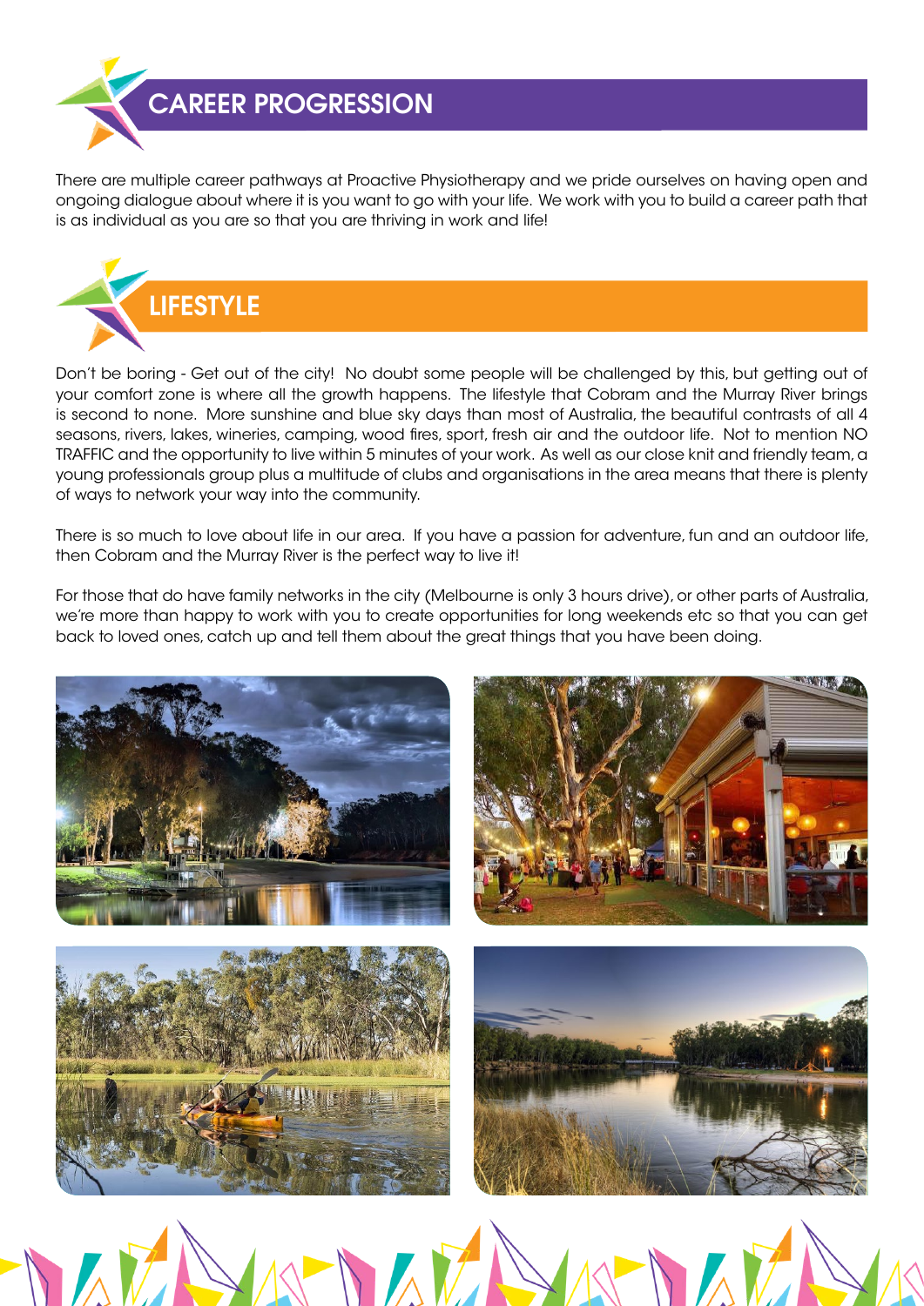## CAREER PROGRESSION

There are multiple career pathways at Proactive Physiotherapy and we pride ourselves on having open and ongoing dialogue about where it is you want to go with your life. We work with you to build a career path that is as individual as you are so that you are thriving in work and life!

## LIFESTYLE

Don't be boring - Get out of the city! No doubt some people will be challenged by this, but getting out of your comfort zone is where all the growth happens. The lifestyle that Cobram and the Murray River brings is second to none. More sunshine and blue sky days than most of Australia, the beautiful contrasts of all 4 seasons, rivers, lakes, wineries, camping, wood fires, sport, fresh air and the outdoor life. Not to mention NO TRAFFIC and the opportunity to live within 5 minutes of your work. As well as our close knit and friendly team, a young professionals group plus a multitude of clubs and organisations in the area means that there is plenty of ways to network your way into the community.

There is so much to love about life in our area. If you have a passion for adventure, fun and an outdoor life, then Cobram and the Murray River is the perfect way to live it!

For those that do have family networks in the city (Melbourne is only 3 hours drive), or other parts of Australia, we're more than happy to work with you to create opportunities for long weekends etc so that you can get back to loved ones, catch up and tell them about the great things that you have been doing.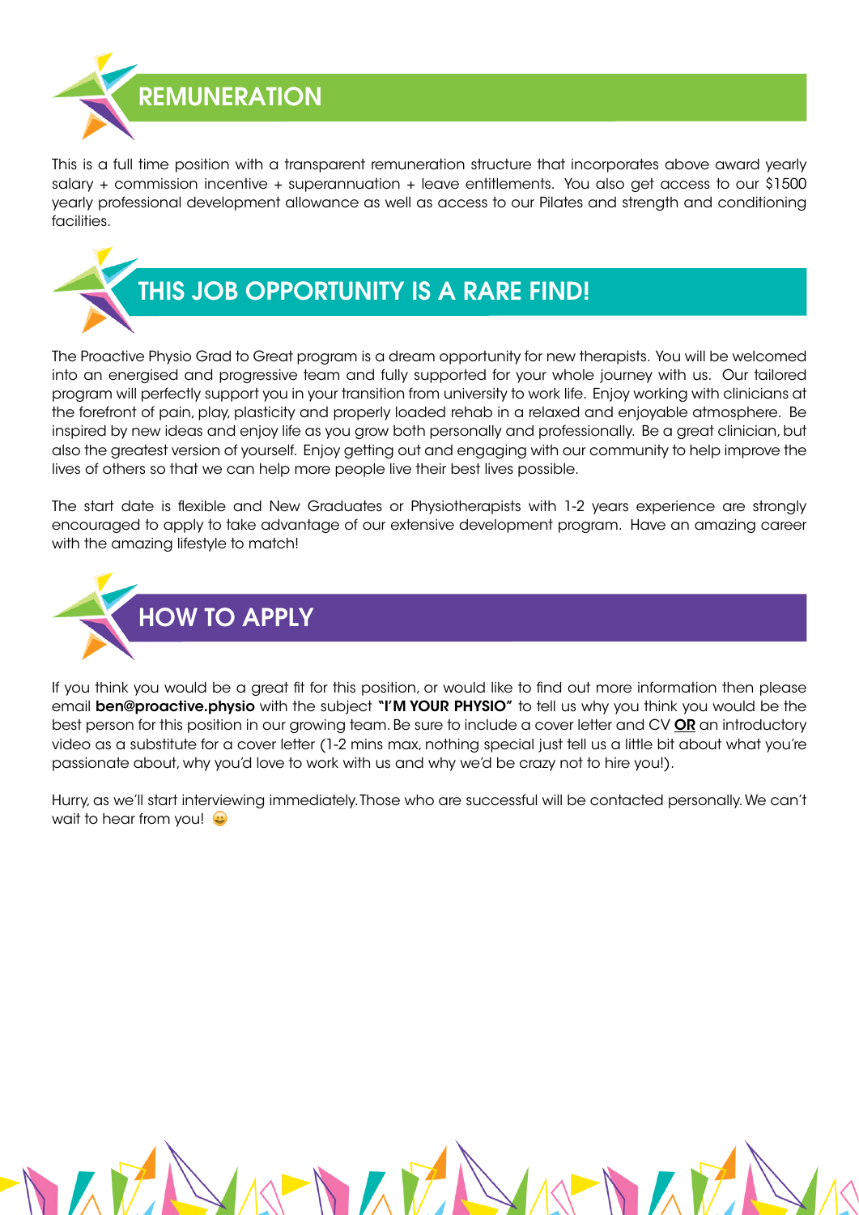## REMUNERATION

This is a full time position with a transparent remuneration structure that incorporates above award yearly salary + commission incentive + superannuation + leave entitlements. You also get access to our $1500 yearly professional development allowance as well as access to our Pilates and strength and conditioning facilities.

## THIS JOB OPPORTUNITY IS A RARE FIND!

The Proactive Physio Grad to Great program is a dream opportunity for new therapists. You will be welcomed into an energised and progressive team and fully supported for your whole journey with us. Our tailored program will perfectly support you in your transition from university to work life. Enjoy working with clinicians at the forefront of pain, play, plasticity and properly loaded rehab in a relaxed and enjoyable atmosphere. Be inspired by new ideas and enjoy life as you grow both personally and professionally. Be a great clinician, but also the greatest version of yourself. Enjoy getting out and engaging with our community to help improve the lives of others so that we can help more people live their best lives possible.

The start date is flexible and New Graduates or Physiotherapists with 1-2 years experience are strongly encouraged to apply to take advantage of our extensive development program. Have an amazing career with the amazing lifestyle to match!

## HOW TO APPLY

If you think you would be a great fit for this position, or would like to find out more information then please email **ben@proactive.physio** with the subject **"I'M YOUR PHYSIO"** to tell us why you think you would be the best person for this position in our growing team. Be sure to include a cover letter and CV **OR** an introductory video as a substitute for a cover letter (1-2 mins max, nothing special just tell us a little bit about what you're passionate about, why you'd love to work with us and why we'd be crazy not to hire you!).

Hurry, as we'll start interviewing immediately. Those who are successful will be contacted personally. We can't wait to hear from you! 😀